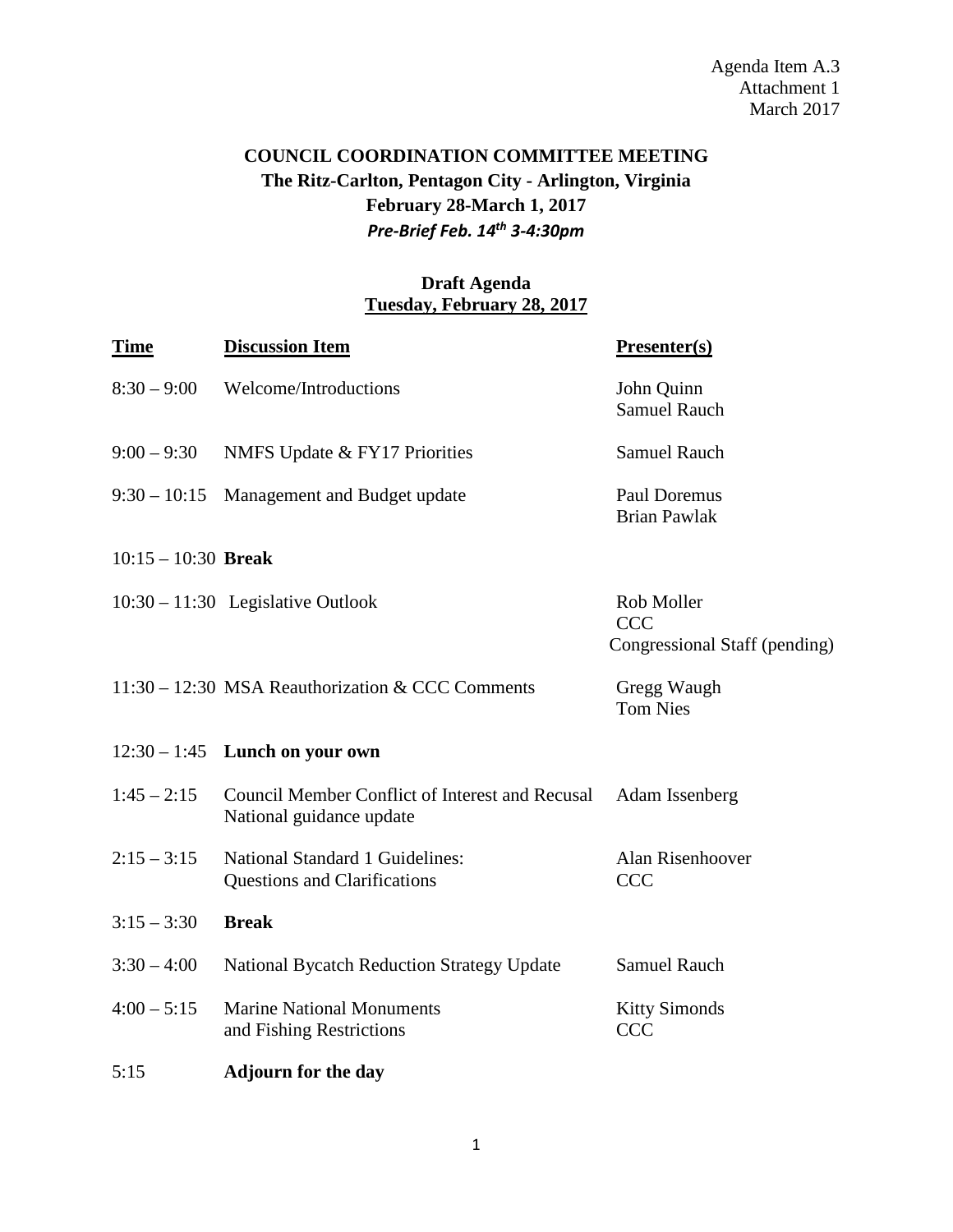Agenda Item A.3
Attachment 1
March 2017

**COUNCIL COORDINATION COMMITTEE MEETING**
**The Ritz-Carlton, Pentagon City - Arlington, Virginia**
**February 28-March 1, 2017**
***Pre-Brief Feb. 14th 3-4:30pm***

**Draft Agenda**
**Tuesday, February 28, 2017**

| Time | Discussion Item | Presenter(s) |
|---|---|---|
| 8:30 – 9:00 | Welcome/Introductions | John Quinn<br>Samuel Rauch |
| 9:00 – 9:30 | NMFS Update & FY17 Priorities | Samuel Rauch |
| 9:30 – 10:15 | Management and Budget update | Paul Doremus<br>Brian Pawlak |
| 10:15 – 10:30 | **Break** | |
| 10:30 – 11:30 | Legislative Outlook | Rob Moller<br>CCC<br>Congressional Staff (pending) |
| 11:30 – 12:30 | MSA Reauthorization & CCC Comments | Gregg Waugh<br>Tom Nies |
| 12:30 – 1:45 | **Lunch on your own** | |
| 1:45 – 2:15 | Council Member Conflict of Interest and Recusal National guidance update | Adam Issenberg |
| 2:15 – 3:15 | National Standard 1 Guidelines: Questions and Clarifications | Alan Risenhoover<br>CCC |
| 3:15 – 3:30 | **Break** | |
| 3:30 – 4:00 | National Bycatch Reduction Strategy Update | Samuel Rauch |
| 4:00 – 5:15 | Marine National Monuments and Fishing Restrictions | Kitty Simonds<br>CCC |
| 5:15 | **Adjourn for the day** | |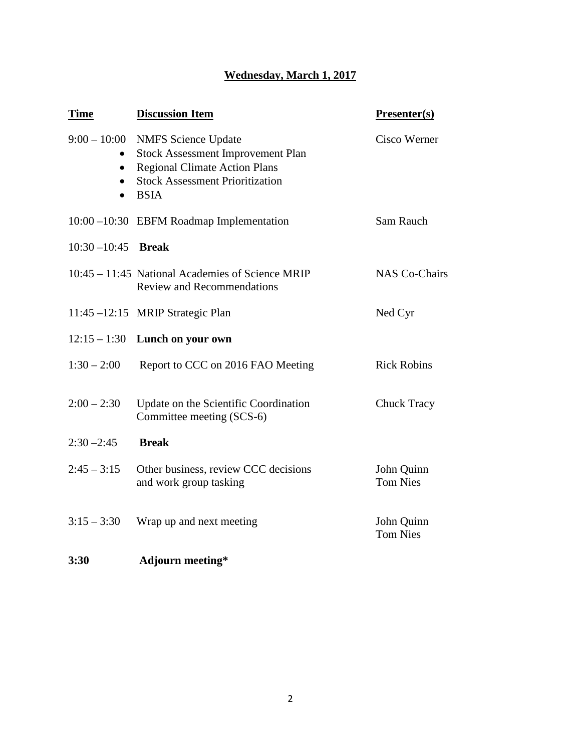## Wednesday, March 1, 2017

| Time | Discussion Item | Presenter(s) |
|---|---|---|
| 9:00 – 10:00 | NMFS Science Update<br>• Stock Assessment Improvement Plan<br>• Regional Climate Action Plans<br>• Stock Assessment Prioritization<br>• BSIA | Cisco Werner |
| 10:00 –10:30 | EBFM Roadmap Implementation | Sam Rauch |
| 10:30 –10:45 | **Break** | |
| 10:45 – 11:45 | National Academies of Science MRIP Review and Recommendations | NAS Co-Chairs |
| 11:45 –12:15 | MRIP Strategic Plan | Ned Cyr |
| 12:15 – 1:30 | **Lunch on your own** | |
| 1:30 – 2:00 | Report to CCC on 2016 FAO Meeting | Rick Robins |
| 2:00 – 2:30 | Update on the Scientific Coordination Committee meeting (SCS-6) | Chuck Tracy |
| 2:30 –2:45 | **Break** | |
| 2:45 – 3:15 | Other business, review CCC decisions and work group tasking | John Quinn<br>Tom Nies |
| 3:15 – 3:30 | Wrap up and next meeting | John Quinn<br>Tom Nies |
| **3:30** | **Adjourn meeting*** | |